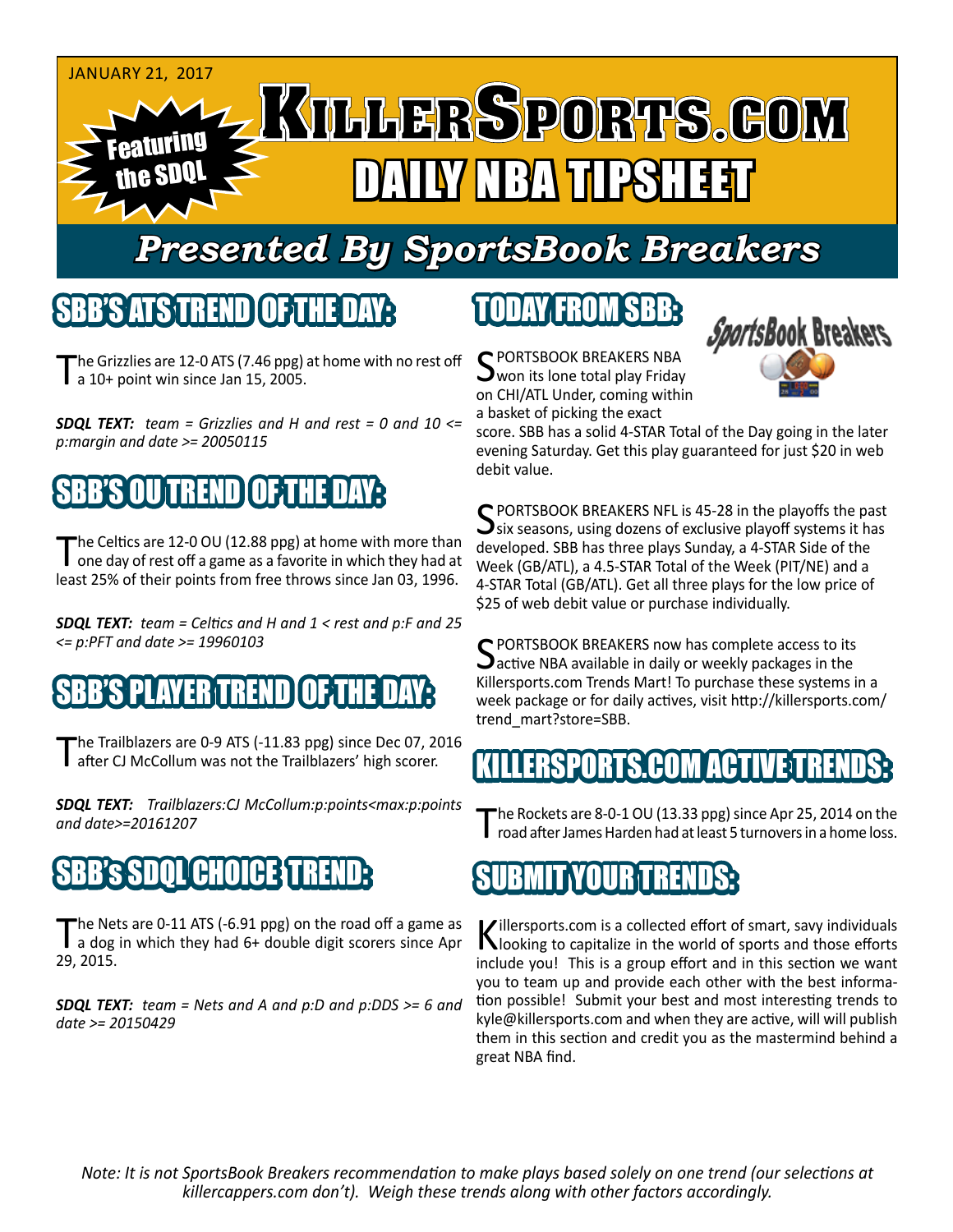JANUARY 21, 2017

Featuring the SDQL

# KILLERSPORTS.COM

# DAILY NBA TIPSHEET

## Presented By SportsBook Breakers

## SBB'S ATS TREND OF THE DAY:

The Grizzlies are 12-0 ATS (7.46 ppg) at home with no rest off a 10+ point win since Jan 15, 2005.

***SDQL TEXT:*** *team = Grizzlies and H and rest = 0 and 10 <= p:margin and date >= 20050115*

## SBB'S OU TREND OF THE DAY:

The Celtics are 12-0 OU (12.88 ppg) at home with more than one day of rest off a game as a favorite in which they had at least 25% of their points from free throws since Jan 03, 1996.

***SDQL TEXT:*** *team = Celtics and H and 1 < rest and p:F and 25 <= p:PFT and date >= 19960103*

## SBB'S PLAYER TREND OF THE DAY:

The Trailblazers are 0-9 ATS (-11.83 ppg) since Dec 07, 2016 after CJ McCollum was not the Trailblazers' high scorer.

***SDQL TEXT:*** *Trailblazers:CJ McCollum:p:points<max:p:points and date>=20161207*

## SBB's SDQL CHOICE TREND:

The Nets are 0-11 ATS (-6.91 ppg) on the road off a game as a dog in which they had 6+ double digit scorers since Apr 29, 2015.

***SDQL TEXT:*** *team = Nets and A and p:D and p:DDS >= 6 and date >= 20150429*

## TODAY FROM SBB:

SportsBook Breakers

SPORTSBOOK BREAKERS NBA won its lone total play Friday on CHI/ATL Under, coming within a basket of picking the exact score. SBB has a solid 4-STAR Total of the Day going in the later evening Saturday. Get this play guaranteed for just $20 in web debit value.

SPORTSBOOK BREAKERS NFL is 45-28 in the playoffs the past six seasons, using dozens of exclusive playoff systems it has developed. SBB has three plays Sunday, a 4-STAR Side of the Week (GB/ATL), a 4.5-STAR Total of the Week (PIT/NE) and a 4-STAR Total (GB/ATL). Get all three plays for the low price of $25 of web debit value or purchase individually.

SPORTSBOOK BREAKERS now has complete access to its active NBA available in daily or weekly packages in the Killersports.com Trends Mart! To purchase these systems in a week package or for daily actives, visit http://killersports.com/trend_mart?store=SBB.

## KILLERSPORTS.COM ACTIVE TRENDS:

The Rockets are 8-0-1 OU (13.33 ppg) since Apr 25, 2014 on the road after James Harden had at least 5 turnovers in a home loss.

## SUBMIT YOUR TRENDS:

Killersports.com is a collected effort of smart, savy individuals looking to capitalize in the world of sports and those efforts include you! This is a group effort and in this section we want you to team up and provide each other with the best information possible! Submit your best and most interesting trends to kyle@killersports.com and when they are active, will will publish them in this section and credit you as the mastermind behind a great NBA find.

*Note: It is not SportsBook Breakers recommendation to make plays based solely on one trend (our selections at killercappers.com don't). Weigh these trends along with other factors accordingly.*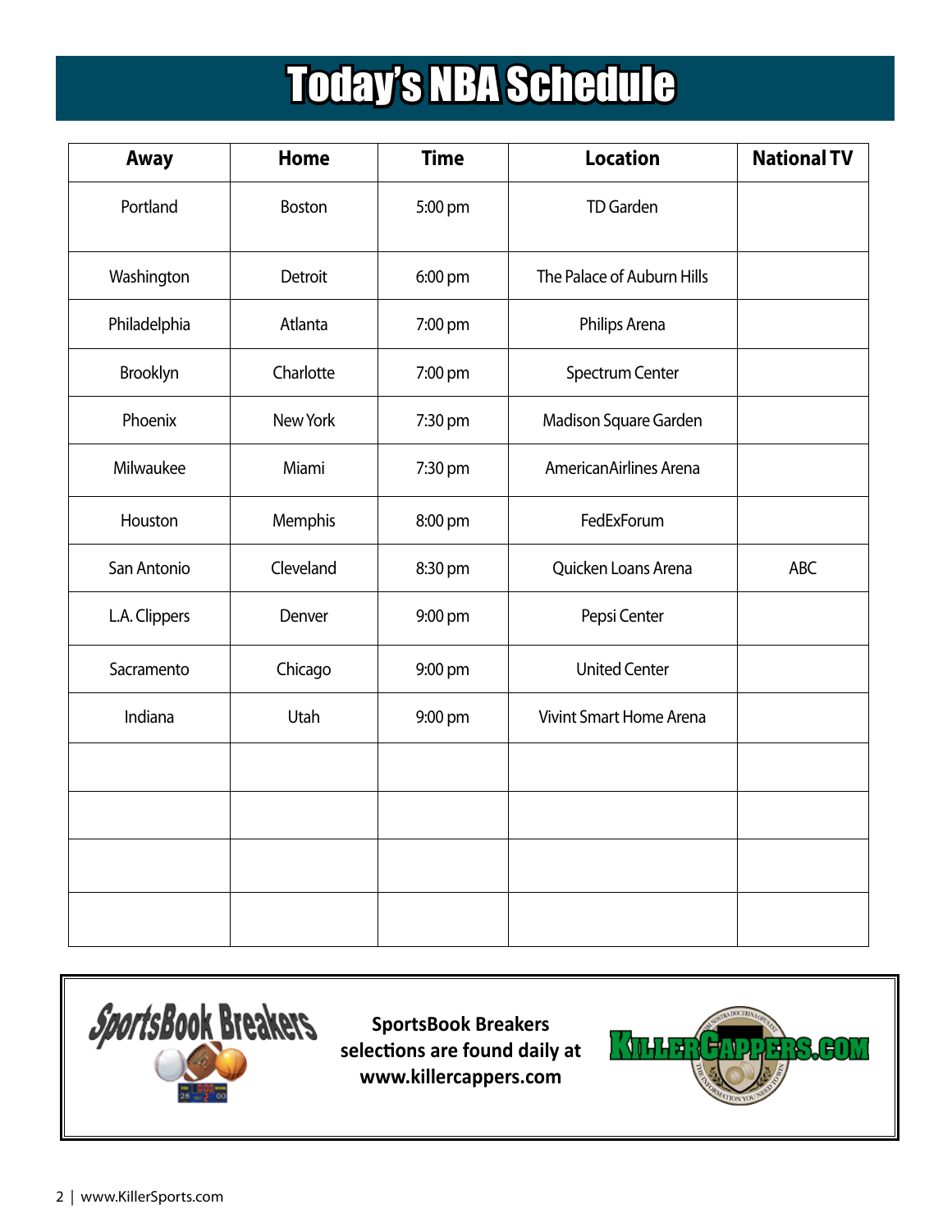# Today's NBA Schedule

| Away | Home | Time | Location | National TV |
|---|---|---|---|---|
| Portland | Boston | 5:00 pm | TD Garden | |
| Washington | Detroit | 6:00 pm | The Palace of Auburn Hills | |
| Philadelphia | Atlanta | 7:00 pm | Philips Arena | |
| Brooklyn | Charlotte | 7:00 pm | Spectrum Center | |
| Phoenix | New York | 7:30 pm | Madison Square Garden | |
| Milwaukee | Miami | 7:30 pm | AmericanAirlines Arena | |
| Houston | Memphis | 8:00 pm | FedExForum | |
| San Antonio | Cleveland | 8:30 pm | Quicken Loans Arena | ABC |
| L.A. Clippers | Denver | 9:00 pm | Pepsi Center | |
| Sacramento | Chicago | 9:00 pm | United Center | |
| Indiana | Utah | 9:00 pm | Vivint Smart Home Arena | |
| | | | | |
| | | | | |
| | | | | |
| | | | | |

SportsBook Breakers

**SportsBook Breakers selections are found daily at www.killercappers.com**

KILLERCAPPERS.COM